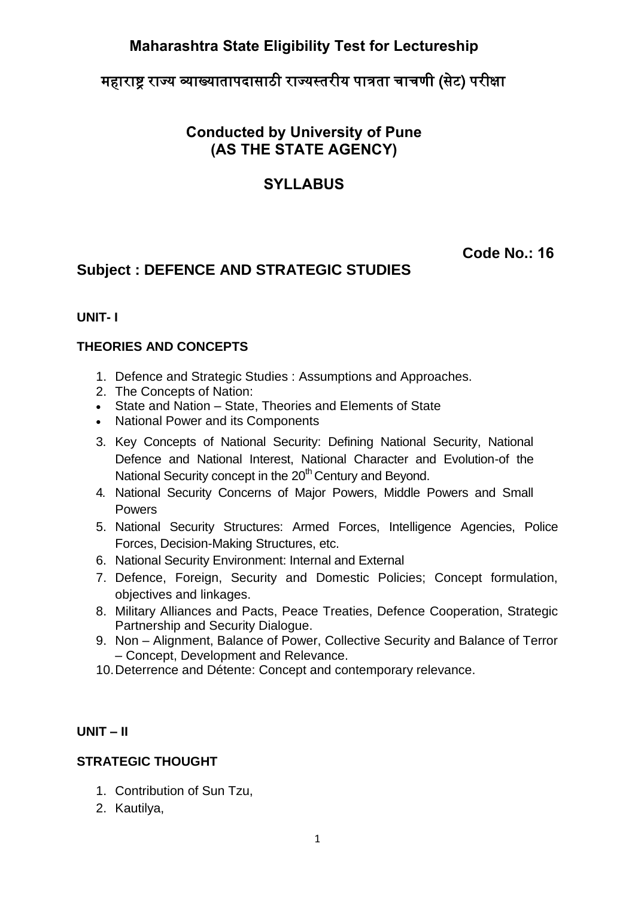# Maharashtra State Eligibility Test for Lectureship

## महाराष्ट्र राज्य व्याख्यातापदासाठी राज्यस्तरीय पात्रता चाचणी (सेट) परीक्षा

### Conducted by University of Pune
### (AS THE STATE AGENCY)

## SYLLABUS

**Code No.: 16**

## Subject : DEFENCE AND STRATEGIC STUDIES

### UNIT- I

#### THEORIES AND CONCEPTS

1. Defence and Strategic Studies : Assumptions and Approaches.
2. The Concepts of Nation:
   - State and Nation – State, Theories and Elements of State
   - National Power and its Components
3. Key Concepts of National Security: Defining National Security, National Defence and National Interest, National Character and Evolution-of the National Security concept in the 20th Century and Beyond.
4. National Security Concerns of Major Powers, Middle Powers and Small Powers
5. National Security Structures: Armed Forces, Intelligence Agencies, Police Forces, Decision-Making Structures, etc.
6. National Security Environment: Internal and External
7. Defence, Foreign, Security and Domestic Policies; Concept formulation, objectives and linkages.
8. Military Alliances and Pacts, Peace Treaties, Defence Cooperation, Strategic Partnership and Security Dialogue.
9. Non – Alignment, Balance of Power, Collective Security and Balance of Terror – Concept, Development and Relevance.
10. Deterrence and Détente: Concept and contemporary relevance.

### UNIT – II

#### STRATEGIC THOUGHT

1. Contribution of Sun Tzu,
2. Kautilya,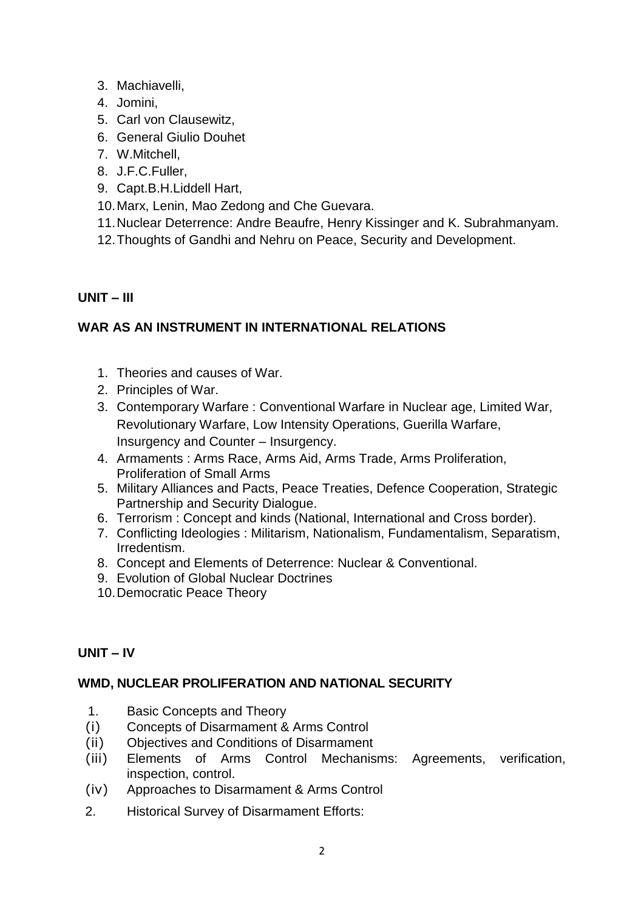3. Machiavelli,
4. Jomini,
5. Carl von Clausewitz,
6. General Giulio Douhet
7. W.Mitchell,
8. J.F.C.Fuller,
9. Capt.B.H.Liddell Hart,
10. Marx, Lenin, Mao Zedong and Che Guevara.
11. Nuclear Deterrence: Andre Beaufre, Henry Kissinger and K. Subrahmanyam.
12. Thoughts of Gandhi and Nehru on Peace, Security and Development.

**UNIT – III**

**WAR AS AN INSTRUMENT IN INTERNATIONAL RELATIONS**

1. Theories and causes of War.
2. Principles of War.
3. Contemporary Warfare : Conventional Warfare in Nuclear age, Limited War, Revolutionary Warfare, Low Intensity Operations, Guerilla Warfare, Insurgency and Counter – Insurgency.
4. Armaments : Arms Race, Arms Aid, Arms Trade, Arms Proliferation, Proliferation of Small Arms
5. Military Alliances and Pacts, Peace Treaties, Defence Cooperation, Strategic Partnership and Security Dialogue.
6. Terrorism : Concept and kinds (National, International and Cross border).
7. Conflicting Ideologies : Militarism, Nationalism, Fundamentalism, Separatism, Irredentism.
8. Concept and Elements of Deterrence: Nuclear & Conventional.
9. Evolution of Global Nuclear Doctrines
10. Democratic Peace Theory

**UNIT – IV**

**WMD, NUCLEAR PROLIFERATION AND NATIONAL SECURITY**

1. Basic Concepts and Theory

(i) Concepts of Disarmament & Arms Control

(ii) Objectives and Conditions of Disarmament

(iii) Elements of Arms Control Mechanisms: Agreements, verification, inspection, control.

(iv) Approaches to Disarmament & Arms Control

2. Historical Survey of Disarmament Efforts: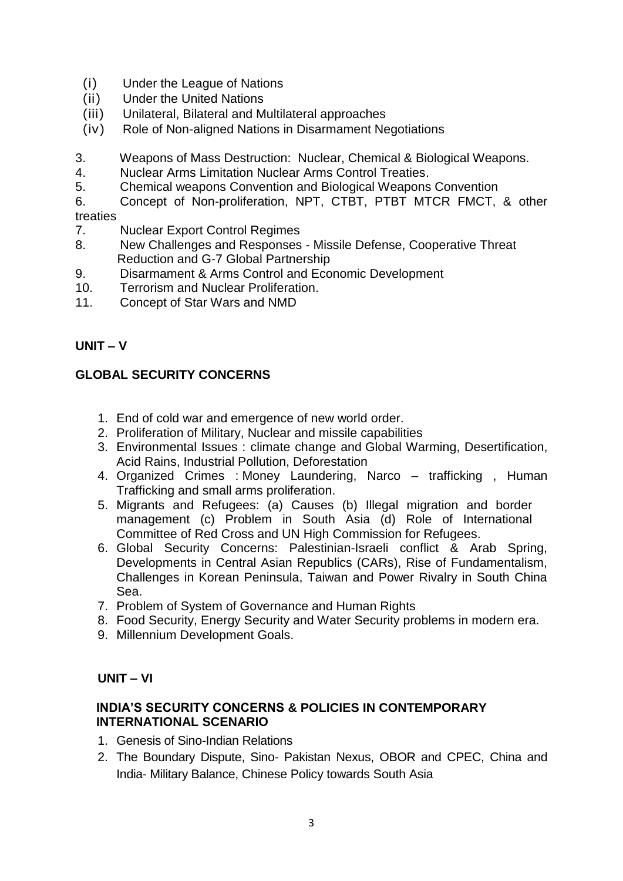(i) Under the League of Nations
(ii) Under the United Nations
(iii) Unilateral, Bilateral and Multilateral approaches
(iv) Role of Non-aligned Nations in Disarmament Negotiations

3. Weapons of Mass Destruction: Nuclear, Chemical & Biological Weapons.
4. Nuclear Arms Limitation Nuclear Arms Control Treaties.
5. Chemical weapons Convention and Biological Weapons Convention
6. Concept of Non-proliferation, NPT, CTBT, PTBT MTCR FMCT, & other treaties
7. Nuclear Export Control Regimes
8. New Challenges and Responses - Missile Defense, Cooperative Threat Reduction and G-7 Global Partnership
9. Disarmament & Arms Control and Economic Development
10. Terrorism and Nuclear Proliferation.
11. Concept of Star Wars and NMD

## UNIT – V

## GLOBAL SECURITY CONCERNS

1. End of cold war and emergence of new world order.
2. Proliferation of Military, Nuclear and missile capabilities
3. Environmental Issues : climate change and Global Warming, Desertification, Acid Rains, Industrial Pollution, Deforestation
4. Organized Crimes : Money Laundering, Narco – trafficking , Human Trafficking and small arms proliferation.
5. Migrants and Refugees: (a) Causes (b) Illegal migration and border management (c) Problem in South Asia (d) Role of International Committee of Red Cross and UN High Commission for Refugees.
6. Global Security Concerns: Palestinian-Israeli conflict & Arab Spring, Developments in Central Asian Republics (CARs), Rise of Fundamentalism, Challenges in Korean Peninsula, Taiwan and Power Rivalry in South China Sea.
7. Problem of System of Governance and Human Rights
8. Food Security, Energy Security and Water Security problems in modern era.
9. Millennium Development Goals.

## UNIT – VI

## INDIA'S SECURITY CONCERNS & POLICIES IN CONTEMPORARY INTERNATIONAL SCENARIO

1. Genesis of Sino-Indian Relations
2. The Boundary Dispute, Sino- Pakistan Nexus, OBOR and CPEC, China and India- Military Balance, Chinese Policy towards South Asia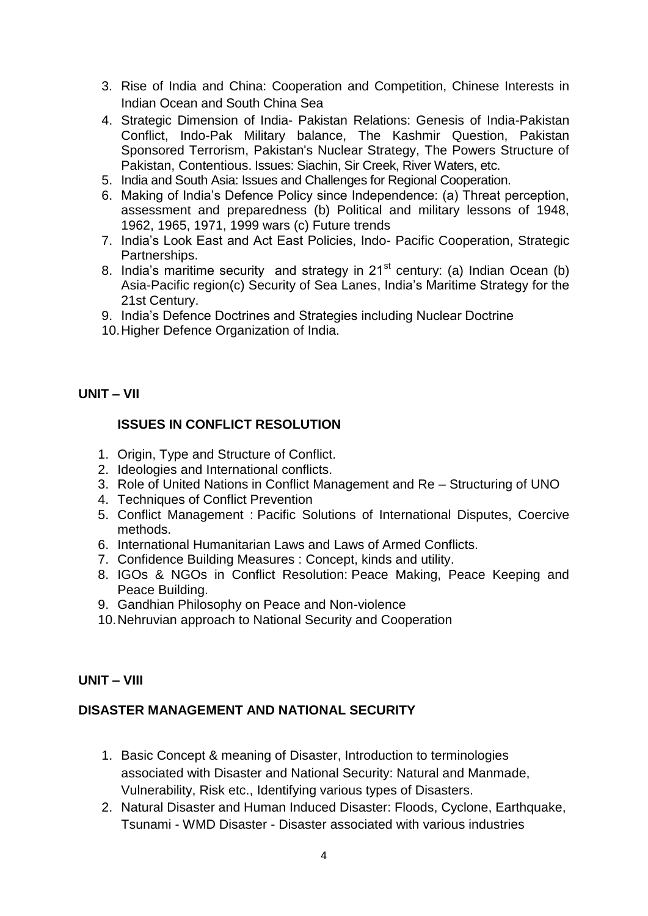3. Rise of India and China: Cooperation and Competition, Chinese Interests in Indian Ocean and South China Sea
4. Strategic Dimension of India- Pakistan Relations: Genesis of India-Pakistan Conflict, Indo-Pak Military balance, The Kashmir Question, Pakistan Sponsored Terrorism, Pakistan's Nuclear Strategy, The Powers Structure of Pakistan, Contentious. Issues: Siachin, Sir Creek, River Waters, etc.
5. India and South Asia: Issues and Challenges for Regional Cooperation.
6. Making of India's Defence Policy since Independence: (a) Threat perception, assessment and preparedness (b) Political and military lessons of 1948, 1962, 1965, 1971, 1999 wars (c) Future trends
7. India's Look East and Act East Policies, Indo- Pacific Cooperation, Strategic Partnerships.
8. India's maritime security and strategy in 21st century: (a) Indian Ocean (b) Asia-Pacific region(c) Security of Sea Lanes, India's Maritime Strategy for the 21st Century.
9. India's Defence Doctrines and Strategies including Nuclear Doctrine
10. Higher Defence Organization of India.

## UNIT – VII

### ISSUES IN CONFLICT RESOLUTION

1. Origin, Type and Structure of Conflict.
2. Ideologies and International conflicts.
3. Role of United Nations in Conflict Management and Re – Structuring of UNO
4. Techniques of Conflict Prevention
5. Conflict Management : Pacific Solutions of International Disputes, Coercive methods.
6. International Humanitarian Laws and Laws of Armed Conflicts.
7. Confidence Building Measures : Concept, kinds and utility.
8. IGOs & NGOs in Conflict Resolution: Peace Making, Peace Keeping and Peace Building.
9. Gandhian Philosophy on Peace and Non-violence
10. Nehruvian approach to National Security and Cooperation

## UNIT – VIII

### DISASTER MANAGEMENT AND NATIONAL SECURITY

1. Basic Concept & meaning of Disaster, Introduction to terminologies associated with Disaster and National Security: Natural and Manmade, Vulnerability, Risk etc., Identifying various types of Disasters.
2. Natural Disaster and Human Induced Disaster: Floods, Cyclone, Earthquake, Tsunami - WMD Disaster - Disaster associated with various industries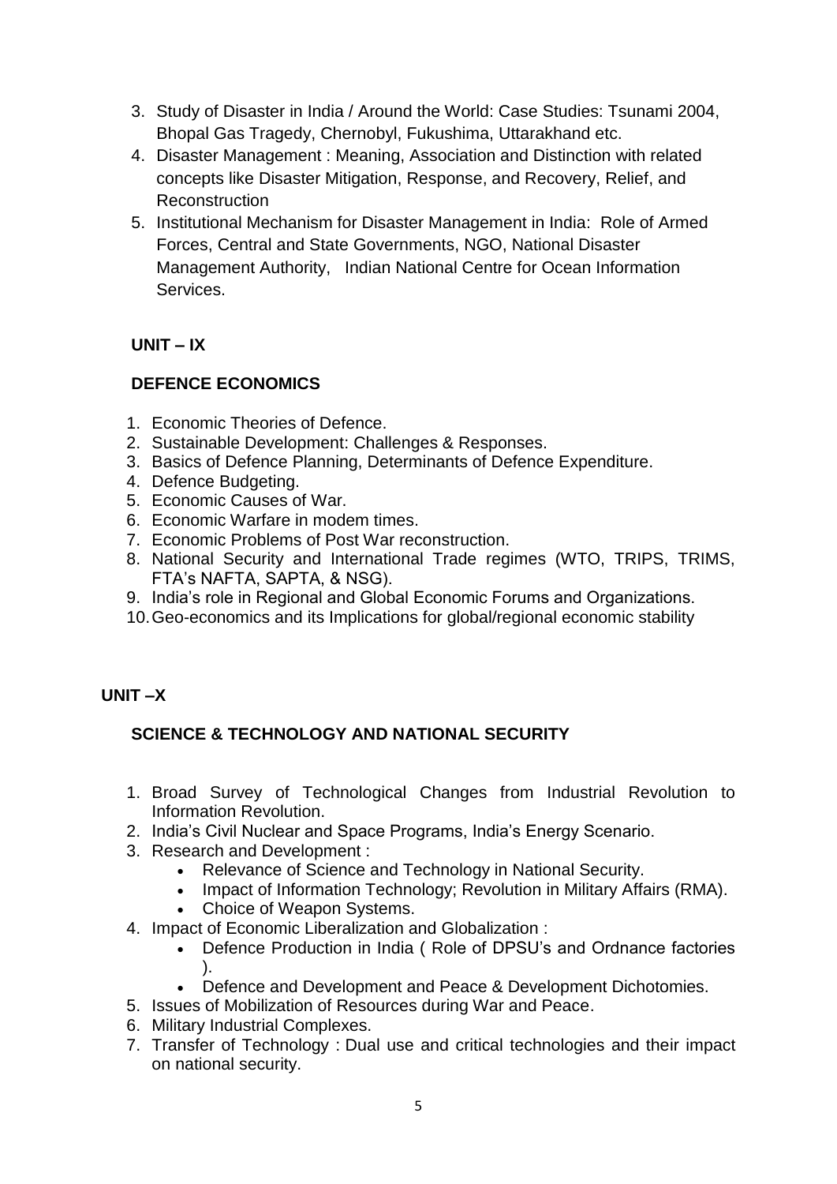3. Study of Disaster in India / Around the World: Case Studies: Tsunami 2004, Bhopal Gas Tragedy, Chernobyl, Fukushima, Uttarakhand etc.
4. Disaster Management : Meaning, Association and Distinction with related concepts like Disaster Mitigation, Response, and Recovery, Relief, and Reconstruction
5. Institutional Mechanism for Disaster Management in India: Role of Armed Forces, Central and State Governments, NGO, National Disaster Management Authority, Indian National Centre for Ocean Information Services.

## UNIT – IX

### DEFENCE ECONOMICS

1. Economic Theories of Defence.
2. Sustainable Development: Challenges & Responses.
3. Basics of Defence Planning, Determinants of Defence Expenditure.
4. Defence Budgeting.
5. Economic Causes of War.
6. Economic Warfare in modem times.
7. Economic Problems of Post War reconstruction.
8. National Security and International Trade regimes (WTO, TRIPS, TRIMS, FTA's NAFTA, SAPTA, & NSG).
9. India's role in Regional and Global Economic Forums and Organizations.
10. Geo-economics and its Implications for global/regional economic stability

## UNIT –X

### SCIENCE & TECHNOLOGY AND NATIONAL SECURITY

1. Broad Survey of Technological Changes from Industrial Revolution to Information Revolution.
2. India's Civil Nuclear and Space Programs, India's Energy Scenario.
3. Research and Development :
    - Relevance of Science and Technology in National Security.
    - Impact of Information Technology; Revolution in Military Affairs (RMA).
    - Choice of Weapon Systems.
4. Impact of Economic Liberalization and Globalization :
    - Defence Production in India ( Role of DPSU's and Ordnance factories ).
    - Defence and Development and Peace & Development Dichotomies.
5. Issues of Mobilization of Resources during War and Peace.
6. Military Industrial Complexes.
7. Transfer of Technology : Dual use and critical technologies and their impact on national security.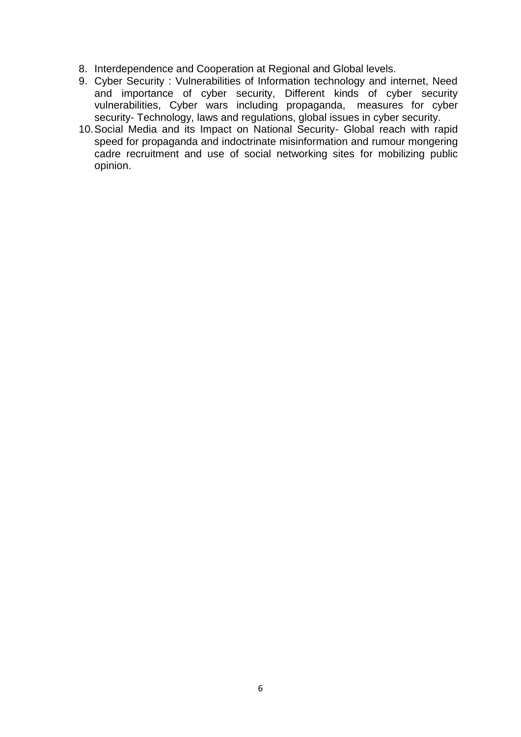8. Interdependence and Cooperation at Regional and Global levels.
9. Cyber Security : Vulnerabilities of Information technology and internet, Need and importance of cyber security, Different kinds of cyber security vulnerabilities, Cyber wars including propaganda, measures for cyber security- Technology, laws and regulations, global issues in cyber security.
10. Social Media and its Impact on National Security- Global reach with rapid speed for propaganda and indoctrinate misinformation and rumour mongering cadre recruitment and use of social networking sites for mobilizing public opinion.